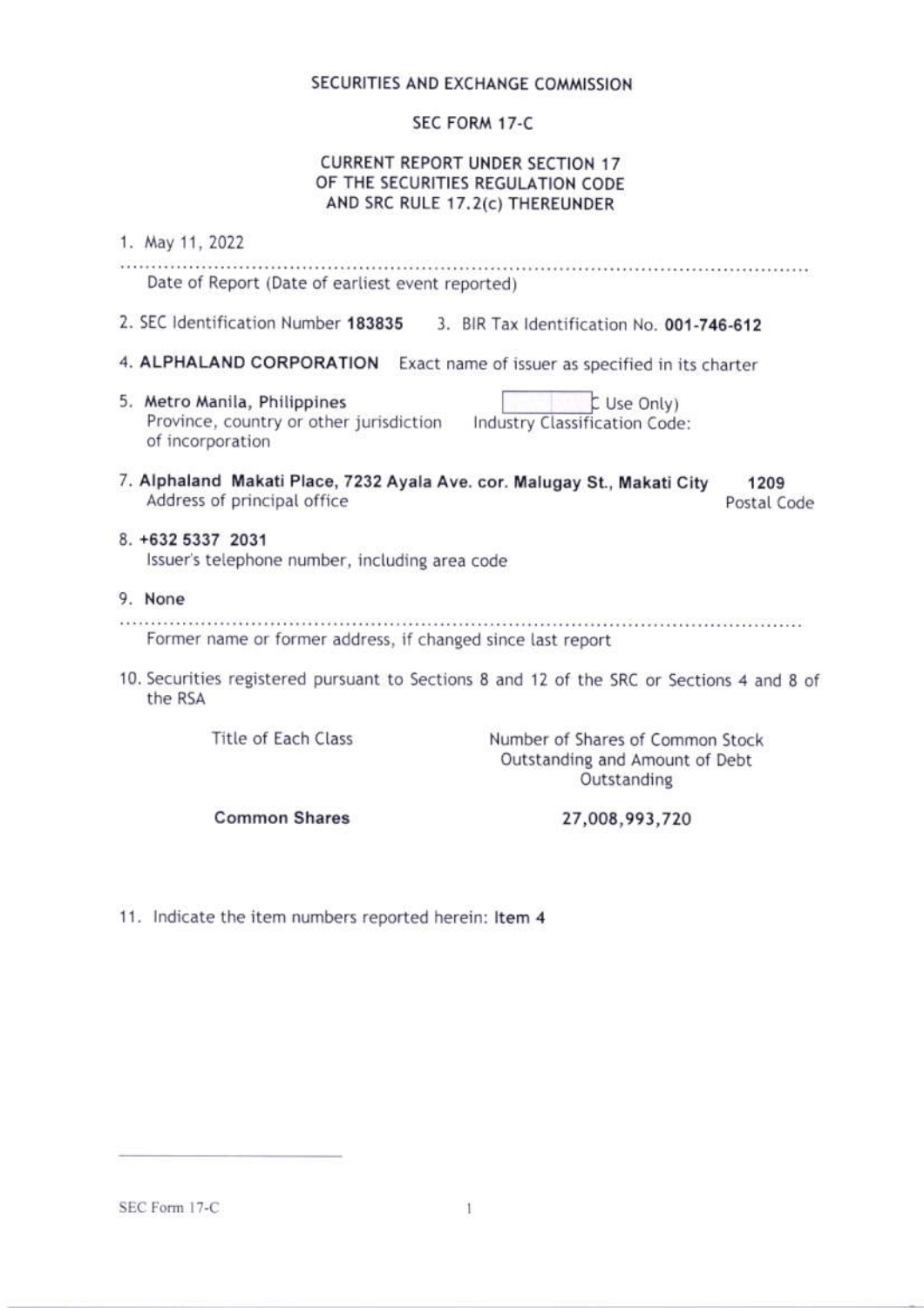SECURITIES AND EXCHANGE COMMISSION

SEC FORM 17-C

CURRENT REPORT UNDER SECTION 17
OF THE SECURITIES REGULATION CODE
AND SRC RULE 17.2(c) THEREUNDER

1. May 11, 2022

Date of Report (Date of earliest event reported)

2. SEC Identification Number **183835**    3. BIR Tax Identification No. **001-746-612**

4. **ALPHALAND CORPORATION**    Exact name of issuer as specified in its charter

5. **Metro Manila, Philippines**
   Province, country or other jurisdiction of incorporation

   (SEC Use Only)
   Industry Classification Code:

7. **Alphaland Makati Place, 7232 Ayala Ave. cor. Malugay St., Makati City**    **1209**
   Address of principal office    Postal Code

8. **+632 5337 2031**
   Issuer's telephone number, including area code

9. **None**

   Former name or former address, if changed since last report

10. Securities registered pursuant to Sections 8 and 12 of the SRC or Sections 4 and 8 of the RSA

| Title of Each Class | Number of Shares of Common Stock Outstanding and Amount of Debt Outstanding |
|---|---|
| **Common Shares** | **27,008,993,720** |

11. Indicate the item numbers reported herein: **Item 4**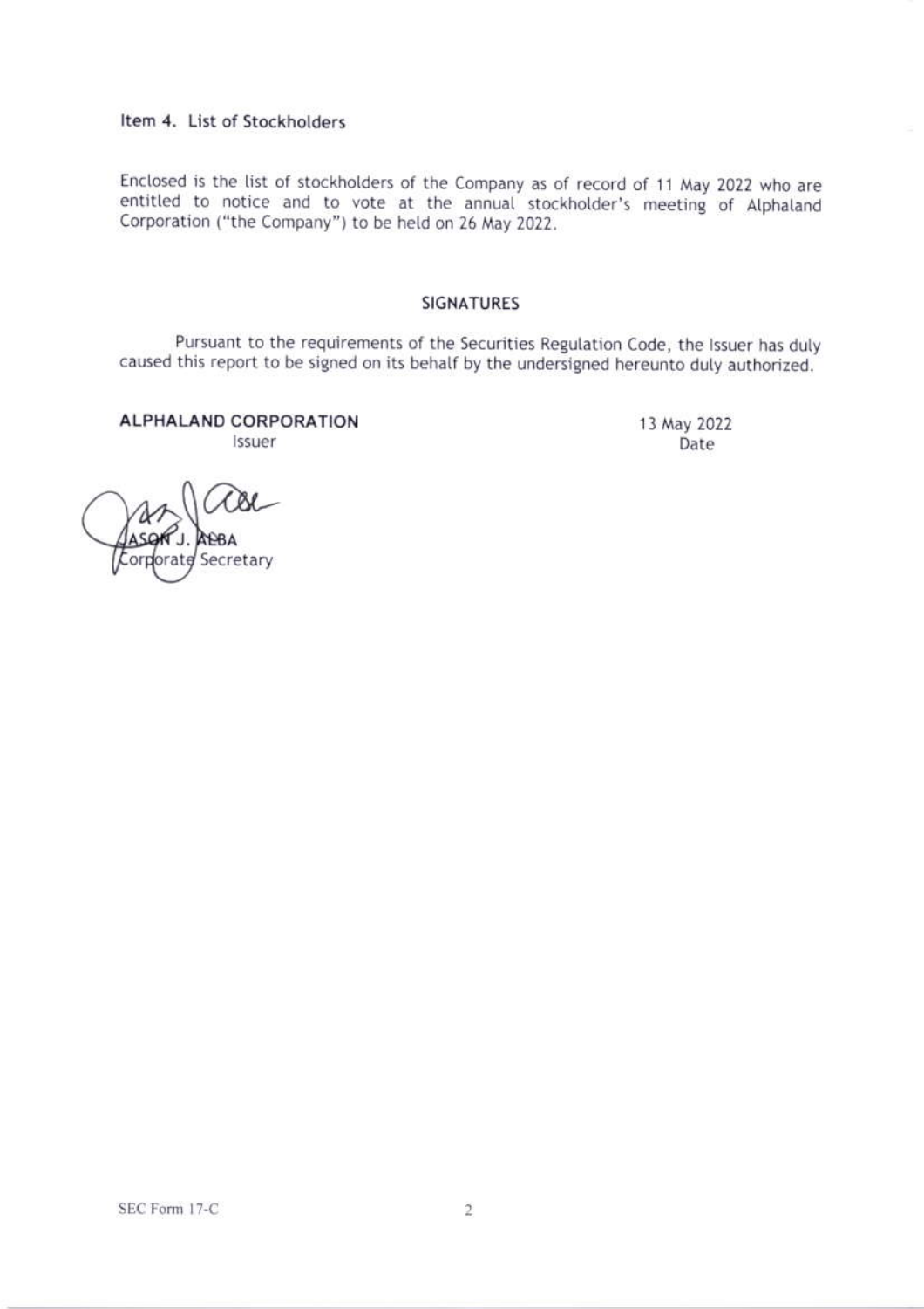### Item 4. List of Stockholders

Enclosed is the list of stockholders of the Company as of record of 11 May 2022 who are entitled to notice and to vote at the annual stockholder's meeting of Alphaland Corporation ("the Company") to be held on 26 May 2022.

## SIGNATURES

Pursuant to the requirements of the Securities Regulation Code, the Issuer has duly caused this report to be signed on its behalf by the undersigned hereunto duly authorized.

**ALPHALAND CORPORATION**
Issuer

13 May 2022
Date

JASON J. ALBA
Corporate Secretary

SEC Form 17-C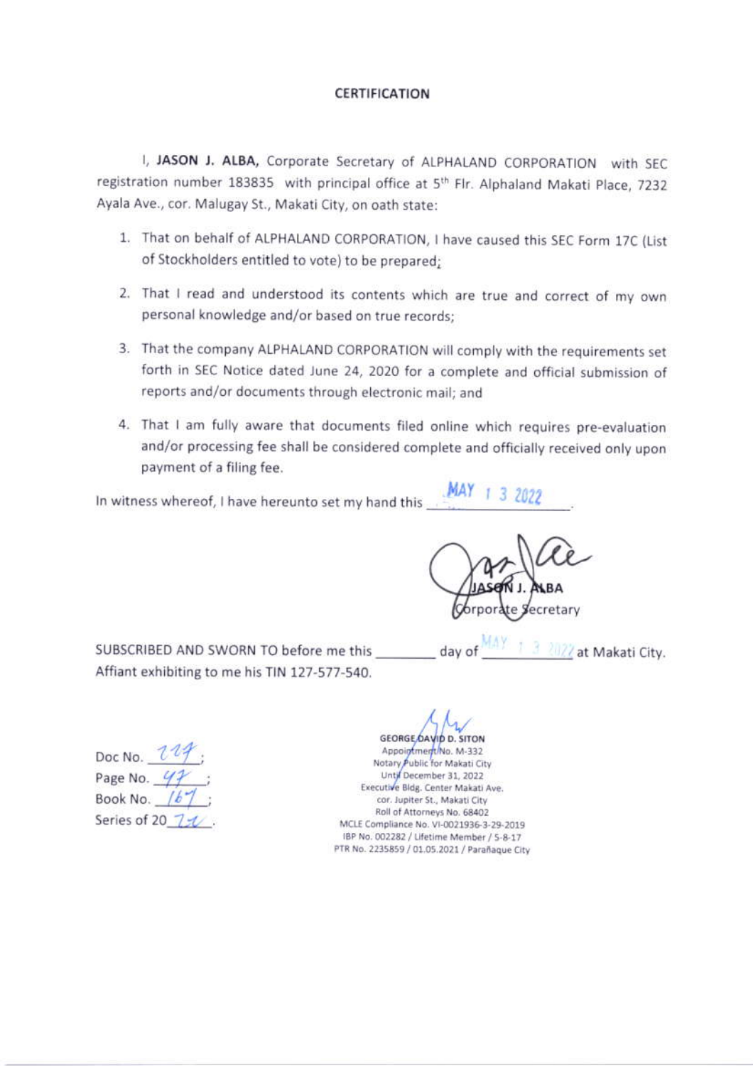# CERTIFICATION

I, **JASON J. ALBA,** Corporate Secretary of ALPHALAND CORPORATION with SEC registration number 183835 with principal office at 5th Flr. Alphaland Makati Place, 7232 Ayala Ave., cor. Malugay St., Makati City, on oath state:

1. That on behalf of ALPHALAND CORPORATION, I have caused this SEC Form 17C (List of Stockholders entitled to vote) to be prepared;
2. That I read and understood its contents which are true and correct of my own personal knowledge and/or based on true records;
3. That the company ALPHALAND CORPORATION will comply with the requirements set forth in SEC Notice dated June 24, 2020 for a complete and official submission of reports and/or documents through electronic mail; and
4. That I am fully aware that documents filed online which requires pre-evaluation and/or processing fee shall be considered complete and officially received only upon payment of a filing fee.

In witness whereof, I have hereunto set my hand this MAY 13 2022.

JASON J. ALBA
Corporate Secretary

SUBSCRIBED AND SWORN TO before me this ________ day of MAY 13 2022 at Makati City. Affiant exhibiting to me his TIN 127-577-540.

Doc No. 117;
Page No. 47;
Book No. 167;
Series of 2022.

GEORGE DAVID D. SITON
Appointment No. M-332
Notary Public for Makati City
Until December 31, 2022
Executive Bldg. Center Makati Ave.
cor. Jupiter St., Makati City
Roll of Attorneys No. 68402
MCLE Compliance No. VI-0021936-3-29-2019
IBP No. 002282 / Lifetime Member / 5-8-17
PTR No. 2235859 / 01.05.2021 / Parañaque City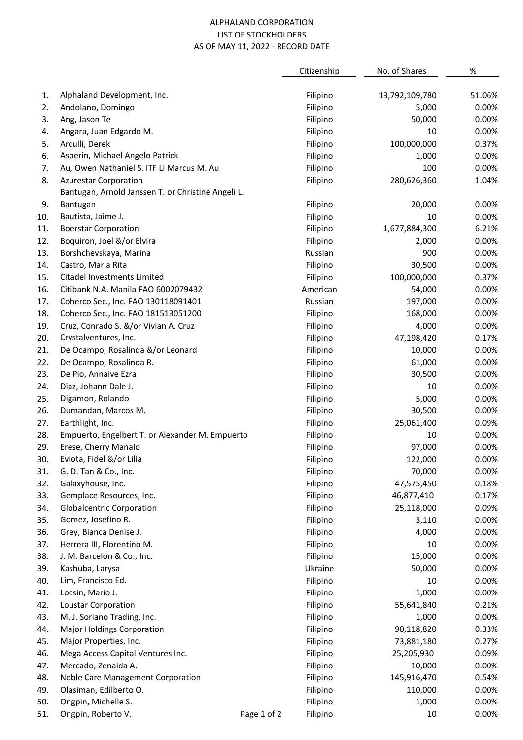ALPHALAND CORPORATION
LIST OF STOCKHOLDERS
AS OF MAY 11, 2022 - RECORD DATE

| | | Citizenship | No. of Shares | % |
|---|---|---|---|---|
| 1. | Alphaland Development, Inc. | Filipino | 13,792,109,780 | 51.06% |
| 2. | Andolano, Domingo | Filipino | 5,000 | 0.00% |
| 3. | Ang, Jason Te | Filipino | 50,000 | 0.00% |
| 4. | Angara, Juan Edgardo M. | Filipino | 10 | 0.00% |
| 5. | Arculli, Derek | Filipino | 100,000,000 | 0.37% |
| 6. | Asperin, Michael Angelo Patrick | Filipino | 1,000 | 0.00% |
| 7. | Au, Owen Nathaniel S. ITF Li Marcus M. Au | Filipino | 100 | 0.00% |
| 8. | Azurestar Corporation | Filipino | 280,626,360 | 1.04% |
| 9. | Bantugan, Arnold Janssen T. or Christine Angeli L. Bantugan | Filipino | 20,000 | 0.00% |
| 10. | Bautista, Jaime J. | Filipino | 10 | 0.00% |
| 11. | Boerstar Corporation | Filipino | 1,677,884,300 | 6.21% |
| 12. | Boquiron, Joel &/or Elvira | Filipino | 2,000 | 0.00% |
| 13. | Borshchevskaya, Marina | Russian | 900 | 0.00% |
| 14. | Castro, Maria Rita | Filipino | 30,500 | 0.00% |
| 15. | Citadel Investments Limited | Filipino | 100,000,000 | 0.37% |
| 16. | Citibank N.A. Manila FAO 6002079432 | American | 54,000 | 0.00% |
| 17. | Coherco Sec., Inc. FAO 130118091401 | Russian | 197,000 | 0.00% |
| 18. | Coherco Sec., Inc. FAO 181513051200 | Filipino | 168,000 | 0.00% |
| 19. | Cruz, Conrado S. &/or Vivian A. Cruz | Filipino | 4,000 | 0.00% |
| 20. | Crystalventures, Inc. | Filipino | 47,198,420 | 0.17% |
| 21. | De Ocampo, Rosalinda &/or Leonard | Filipino | 10,000 | 0.00% |
| 22. | De Ocampo, Rosalinda R. | Filipino | 61,000 | 0.00% |
| 23. | De Pio, Annaive Ezra | Filipino | 30,500 | 0.00% |
| 24. | Diaz, Johann Dale J. | Filipino | 10 | 0.00% |
| 25. | Digamon, Rolando | Filipino | 5,000 | 0.00% |
| 26. | Dumandan, Marcos M. | Filipino | 30,500 | 0.00% |
| 27. | Earthlight, Inc. | Filipino | 25,061,400 | 0.09% |
| 28. | Empuerto, Engelbert T. or Alexander M. Empuerto | Filipino | 10 | 0.00% |
| 29. | Erese, Cherry Manalo | Filipino | 97,000 | 0.00% |
| 30. | Eviota, Fidel &/or Lilia | Filipino | 122,000 | 0.00% |
| 31. | G. D. Tan & Co., Inc. | Filipino | 70,000 | 0.00% |
| 32. | Galaxyhouse, Inc. | Filipino | 47,575,450 | 0.18% |
| 33. | Gemplace Resources, Inc. | Filipino | 46,877,410 | 0.17% |
| 34. | Globalcentric Corporation | Filipino | 25,118,000 | 0.09% |
| 35. | Gomez, Josefino R. | Filipino | 3,110 | 0.00% |
| 36. | Grey, Bianca Denise J. | Filipino | 4,000 | 0.00% |
| 37. | Herrera III, Florentino M. | Filipino | 10 | 0.00% |
| 38. | J. M. Barcelon & Co., Inc. | Filipino | 15,000 | 0.00% |
| 39. | Kashuba, Larysa | Ukraine | 50,000 | 0.00% |
| 40. | Lim, Francisco Ed. | Filipino | 10 | 0.00% |
| 41. | Locsin, Mario J. | Filipino | 1,000 | 0.00% |
| 42. | Loustar Corporation | Filipino | 55,641,840 | 0.21% |
| 43. | M. J. Soriano Trading, Inc. | Filipino | 1,000 | 0.00% |
| 44. | Major Holdings Corporation | Filipino | 90,118,820 | 0.33% |
| 45. | Major Properties, Inc. | Filipino | 73,881,180 | 0.27% |
| 46. | Mega Access Capital Ventures Inc. | Filipino | 25,205,930 | 0.09% |
| 47. | Mercado, Zenaida A. | Filipino | 10,000 | 0.00% |
| 48. | Noble Care Management Corporation | Filipino | 145,916,470 | 0.54% |
| 49. | Olasiman, Edilberto O. | Filipino | 110,000 | 0.00% |
| 50. | Ongpin, Michelle S. | Filipino | 1,000 | 0.00% |
| 51. | Ongpin, Roberto V. | Filipino | 10 | 0.00% |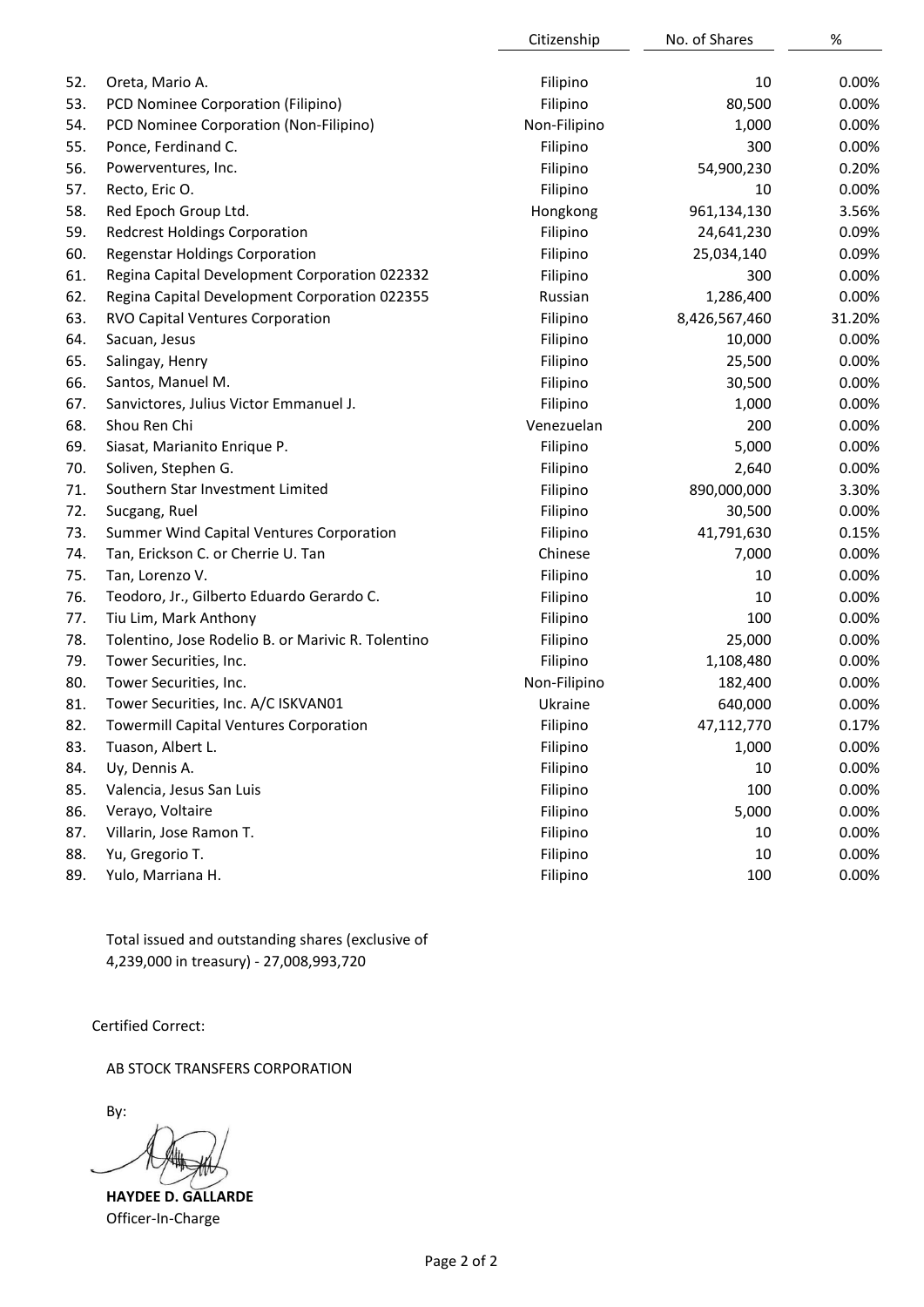| | | Citizenship | No. of Shares | % |
|---|---|---|---|---|
| 52. | Oreta, Mario A. | Filipino | 10 | 0.00% |
| 53. | PCD Nominee Corporation (Filipino) | Filipino | 80,500 | 0.00% |
| 54. | PCD Nominee Corporation (Non-Filipino) | Non-Filipino | 1,000 | 0.00% |
| 55. | Ponce, Ferdinand C. | Filipino | 300 | 0.00% |
| 56. | Powerventures, Inc. | Filipino | 54,900,230 | 0.20% |
| 57. | Recto, Eric O. | Filipino | 10 | 0.00% |
| 58. | Red Epoch Group Ltd. | Hongkong | 961,134,130 | 3.56% |
| 59. | Redcrest Holdings Corporation | Filipino | 24,641,230 | 0.09% |
| 60. | Regenstar Holdings Corporation | Filipino | 25,034,140 | 0.09% |
| 61. | Regina Capital Development Corporation 022332 | Filipino | 300 | 0.00% |
| 62. | Regina Capital Development Corporation 022355 | Russian | 1,286,400 | 0.00% |
| 63. | RVO Capital Ventures Corporation | Filipino | 8,426,567,460 | 31.20% |
| 64. | Sacuan, Jesus | Filipino | 10,000 | 0.00% |
| 65. | Salingay, Henry | Filipino | 25,500 | 0.00% |
| 66. | Santos, Manuel M. | Filipino | 30,500 | 0.00% |
| 67. | Sanvictores, Julius Victor Emmanuel J. | Filipino | 1,000 | 0.00% |
| 68. | Shou Ren Chi | Venezuelan | 200 | 0.00% |
| 69. | Siasat, Marianito Enrique P. | Filipino | 5,000 | 0.00% |
| 70. | Soliven, Stephen G. | Filipino | 2,640 | 0.00% |
| 71. | Southern Star Investment Limited | Filipino | 890,000,000 | 3.30% |
| 72. | Sucgang, Ruel | Filipino | 30,500 | 0.00% |
| 73. | Summer Wind Capital Ventures Corporation | Filipino | 41,791,630 | 0.15% |
| 74. | Tan, Erickson C. or Cherrie U. Tan | Chinese | 7,000 | 0.00% |
| 75. | Tan, Lorenzo V. | Filipino | 10 | 0.00% |
| 76. | Teodoro, Jr., Gilberto Eduardo Gerardo C. | Filipino | 10 | 0.00% |
| 77. | Tiu Lim, Mark Anthony | Filipino | 100 | 0.00% |
| 78. | Tolentino, Jose Rodelio B. or Marivic R. Tolentino | Filipino | 25,000 | 0.00% |
| 79. | Tower Securities, Inc. | Filipino | 1,108,480 | 0.00% |
| 80. | Tower Securities, Inc. | Non-Filipino | 182,400 | 0.00% |
| 81. | Tower Securities, Inc. A/C ISKVAN01 | Ukraine | 640,000 | 0.00% |
| 82. | Towermill Capital Ventures Corporation | Filipino | 47,112,770 | 0.17% |
| 83. | Tuason, Albert L. | Filipino | 1,000 | 0.00% |
| 84. | Uy, Dennis A. | Filipino | 10 | 0.00% |
| 85. | Valencia, Jesus San Luis | Filipino | 100 | 0.00% |
| 86. | Verayo, Voltaire | Filipino | 5,000 | 0.00% |
| 87. | Villarin, Jose Ramon T. | Filipino | 10 | 0.00% |
| 88. | Yu, Gregorio T. | Filipino | 10 | 0.00% |
| 89. | Yulo, Marriana H. | Filipino | 100 | 0.00% |

Total issued and outstanding shares (exclusive of 4,239,000 in treasury) - 27,008,993,720

Certified Correct:

AB STOCK TRANSFERS CORPORATION

By:

**HAYDEE D. GALLARDE**
Officer-In-Charge